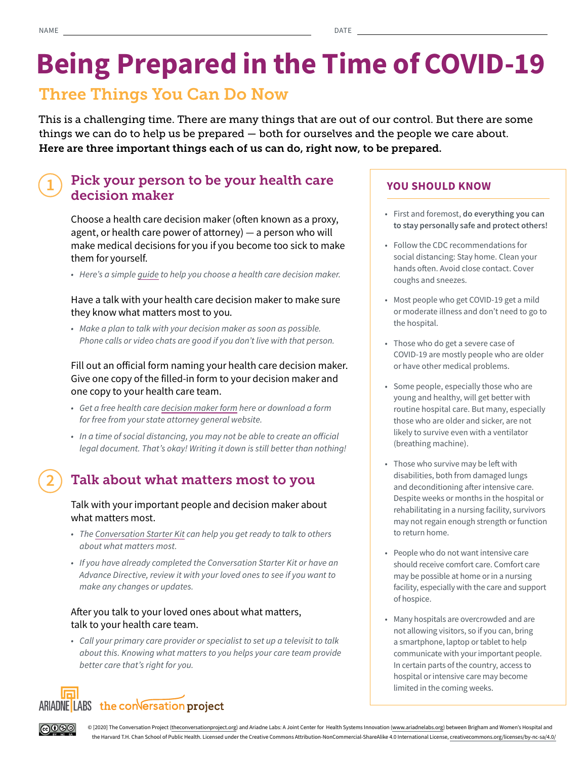NAME ______________________ DATE ______________________

# Being Prepared in the Time of COVID-19

## Three Things You Can Do Now

This is a challenging time. There are many things that are out of our control. But there are some things we can do to help us be prepared — both for ourselves and the people we care about. **Here are three important things each of us can do, right now, to be prepared.**

### 1 Pick your person to be your health care decision maker

Choose a health care decision maker (often known as a proxy, agent, or health care power of attorney) — a person who will make medical decisions for you if you become too sick to make them for yourself.

- *Here's a simple guide to help you choose a health care decision maker.*

Have a talk with your health care decision maker to make sure they know what matters most to you.

- *Make a plan to talk with your decision maker as soon as possible. Phone calls or video chats are good if you don't live with that person.*

Fill out an official form naming your health care decision maker. Give one copy of the filled-in form to your decision maker and one copy to your health care team.

- *Get a free health care decision maker form here or download a form for free from your state attorney general website.*
- *In a time of social distancing, you may not be able to create an official legal document. That's okay! Writing it down is still better than nothing!*

### 2 Talk about what matters most to you

Talk with your important people and decision maker about what matters most.

- *The Conversation Starter Kit can help you get ready to talk to others about what matters most.*
- *If you have already completed the Conversation Starter Kit or have an Advance Directive, review it with your loved ones to see if you want to make any changes or updates.*

After you talk to your loved ones about what matters, talk to your health care team.

- *Call your primary care provider or specialist to set up a televisit to talk about this. Knowing what matters to you helps your care team provide better care that's right for you.*

### YOU SHOULD KNOW

- First and foremost, **do everything you can to stay personally safe and protect others!**
- Follow the CDC recommendations for social distancing: Stay home. Clean your hands often. Avoid close contact. Cover coughs and sneezes.
- Most people who get COVID-19 get a mild or moderate illness and don't need to go to the hospital.
- Those who do get a severe case of COVID-19 are mostly people who are older or have other medical problems.
- Some people, especially those who are young and healthy, will get better with routine hospital care. But many, especially those who are older and sicker, are not likely to survive even with a ventilator (breathing machine).
- Those who survive may be left with disabilities, both from damaged lungs and deconditioning after intensive care. Despite weeks or months in the hospital or rehabilitating in a nursing facility, survivors may not regain enough strength or function to return home.
- People who do not want intensive care should receive comfort care. Comfort care may be possible at home or in a nursing facility, especially with the care and support of hospice.
- Many hospitals are overcrowded and are not allowing visitors, so if you can, bring a smartphone, laptop or tablet to help communicate with your important people. In certain parts of the country, access to hospital or intensive care may become limited in the coming weeks.

ARIADNE LABS the conversation project

© [2020] The Conversation Project (theconversationproject.org) and Ariadne Labs: A Joint Center for Health Systems Innovation (www.ariadnelabs.org) between Brigham and Women's Hospital and the Harvard T.H. Chan School of Public Health. Licensed under the Creative Commons Attribution-NonCommercial-ShareAlike 4.0 International License, creativecommons.org/licenses/by-nc-sa/4.0/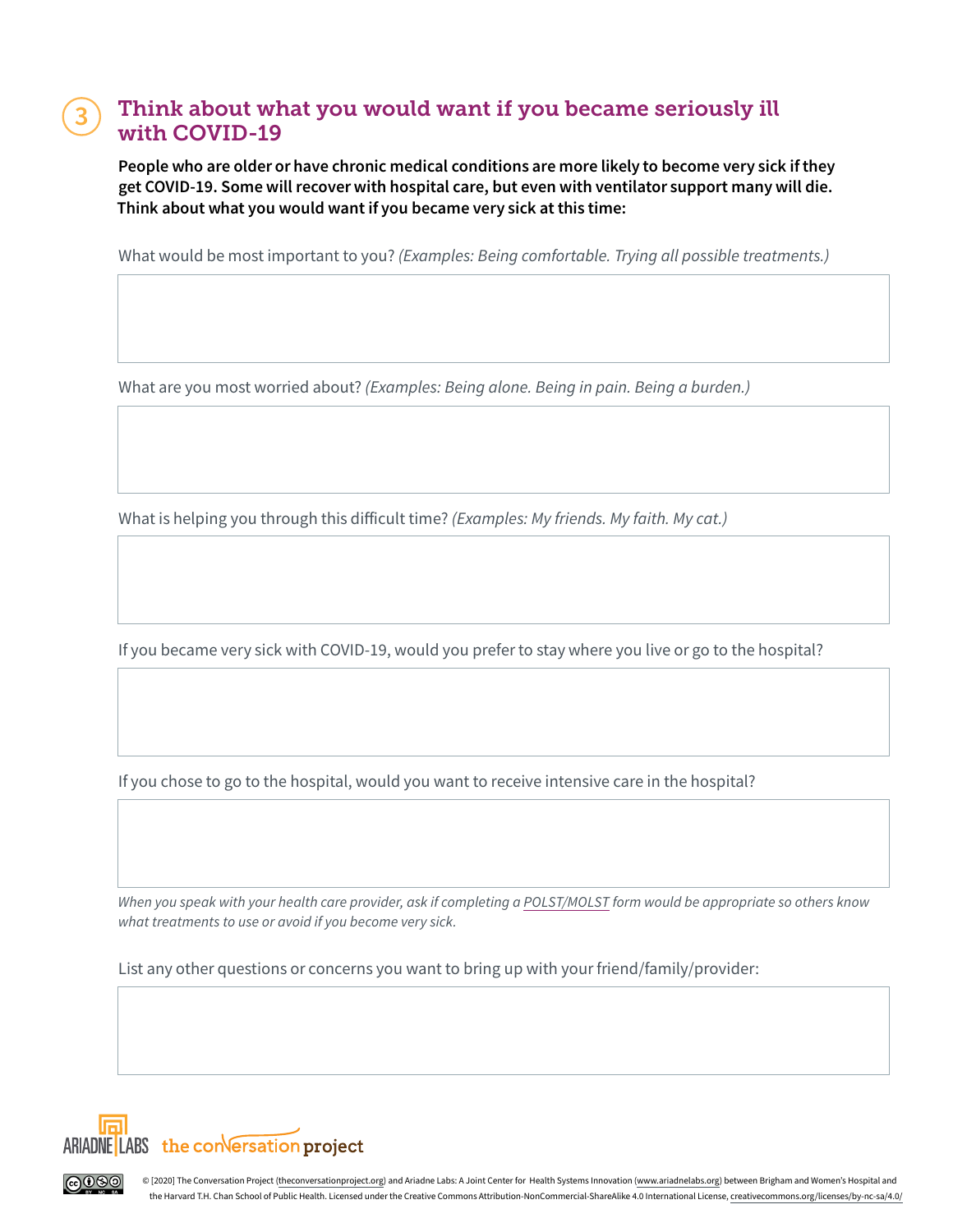## 3 Think about what you would want if you became seriously ill with COVID-19

**People who are older or have chronic medical conditions are more likely to become very sick if they get COVID-19. Some will recover with hospital care, but even with ventilator support many will die. Think about what you would want if you became very sick at this time:**

What would be most important to you? *(Examples: Being comfortable. Trying all possible treatments.)*

What are you most worried about? *(Examples: Being alone. Being in pain. Being a burden.)*

What is helping you through this difficult time? *(Examples: My friends. My faith. My cat.)*

If you became very sick with COVID-19, would you prefer to stay where you live or go to the hospital?

If you chose to go to the hospital, would you want to receive intensive care in the hospital?

*When you speak with your health care provider, ask if completing a POLST/MOLST form would be appropriate so others know what treatments to use or avoid if you become very sick.*

List any other questions or concerns you want to bring up with your friend/family/provider:

ARIADNE LABS the conversation project

© [2020] The Conversation Project (theconversationproject.org) and Ariadne Labs: A Joint Center for Health Systems Innovation (www.ariadnelabs.org) between Brigham and Women's Hospital and the Harvard T.H. Chan School of Public Health. Licensed under the Creative Commons Attribution-NonCommercial-ShareAlike 4.0 International License, creativecommons.org/licenses/by-nc-sa/4.0/